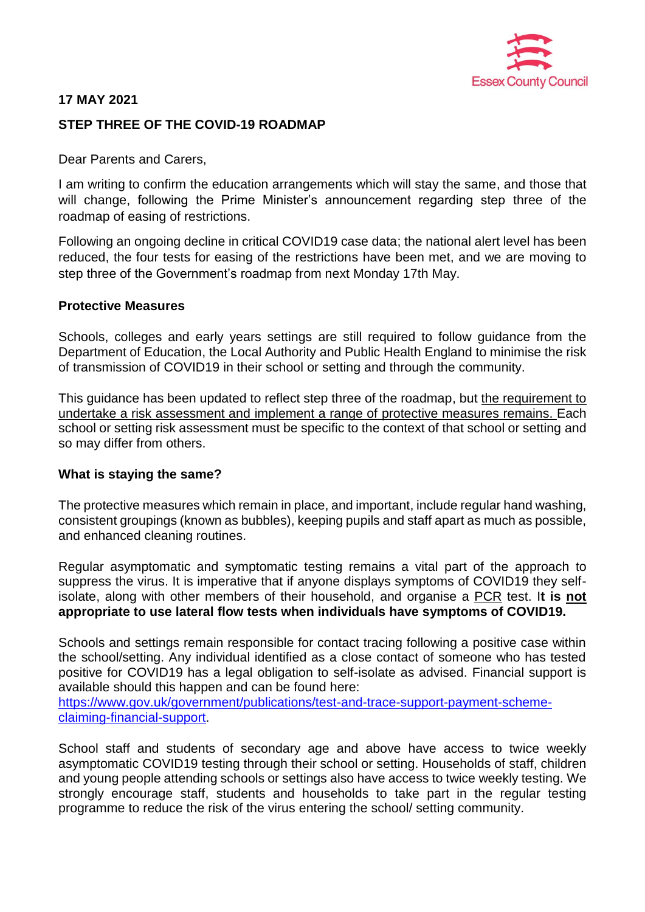Essex County Council

**17 MAY 2021**

**STEP THREE OF THE COVID-19 ROADMAP**

Dear Parents and Carers,

I am writing to confirm the education arrangements which will stay the same, and those that will change, following the Prime Minister's announcement regarding step three of the roadmap of easing of restrictions.

Following an ongoing decline in critical COVID19 case data; the national alert level has been reduced, the four tests for easing of the restrictions have been met, and we are moving to step three of the Government's roadmap from next Monday 17th May.

**Protective Measures**

Schools, colleges and early years settings are still required to follow guidance from the Department of Education, the Local Authority and Public Health England to minimise the risk of transmission of COVID19 in their school or setting and through the community.

This guidance has been updated to reflect step three of the roadmap, but the requirement to undertake a risk assessment and implement a range of protective measures remains. Each school or setting risk assessment must be specific to the context of that school or setting and so may differ from others.

**What is staying the same?**

The protective measures which remain in place, and important, include regular hand washing, consistent groupings (known as bubbles), keeping pupils and staff apart as much as possible, and enhanced cleaning routines.

Regular asymptomatic and symptomatic testing remains a vital part of the approach to suppress the virus. It is imperative that if anyone displays symptoms of COVID19 they self-isolate, along with other members of their household, and organise a PCR test. I**t is not appropriate to use lateral flow tests when individuals have symptoms of COVID19.**

Schools and settings remain responsible for contact tracing following a positive case within the school/setting. Any individual identified as a close contact of someone who has tested positive for COVID19 has a legal obligation to self-isolate as advised. Financial support is available should this happen and can be found here: https://www.gov.uk/government/publications/test-and-trace-support-payment-scheme-claiming-financial-support.

School staff and students of secondary age and above have access to twice weekly asymptomatic COVID19 testing through their school or setting. Households of staff, children and young people attending schools or settings also have access to twice weekly testing. We strongly encourage staff, students and households to take part in the regular testing programme to reduce the risk of the virus entering the school/ setting community.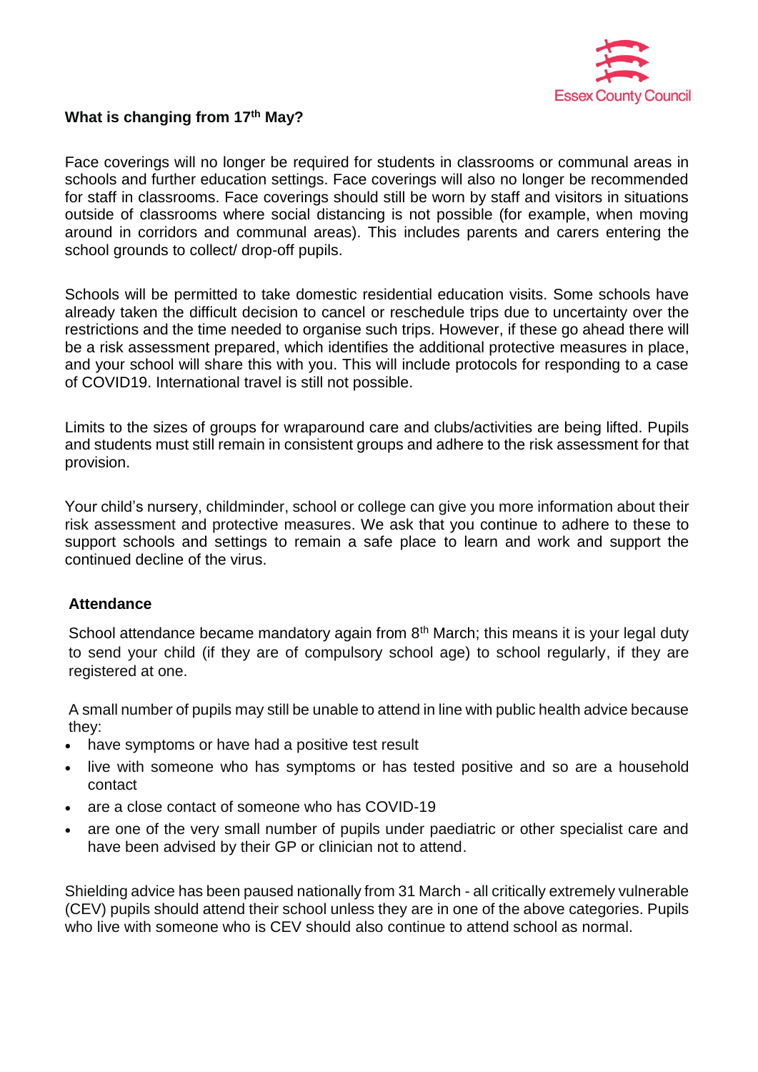### What is changing from 17th May?

Face coverings will no longer be required for students in classrooms or communal areas in schools and further education settings. Face coverings will also no longer be recommended for staff in classrooms. Face coverings should still be worn by staff and visitors in situations outside of classrooms where social distancing is not possible (for example, when moving around in corridors and communal areas). This includes parents and carers entering the school grounds to collect/ drop-off pupils.

Schools will be permitted to take domestic residential education visits. Some schools have already taken the difficult decision to cancel or reschedule trips due to uncertainty over the restrictions and the time needed to organise such trips. However, if these go ahead there will be a risk assessment prepared, which identifies the additional protective measures in place, and your school will share this with you. This will include protocols for responding to a case of COVID19. International travel is still not possible.

Limits to the sizes of groups for wraparound care and clubs/activities are being lifted. Pupils and students must still remain in consistent groups and adhere to the risk assessment for that provision.

Your child's nursery, childminder, school or college can give you more information about their risk assessment and protective measures. We ask that you continue to adhere to these to support schools and settings to remain a safe place to learn and work and support the continued decline of the virus.

### Attendance

School attendance became mandatory again from 8th March; this means it is your legal duty to send your child (if they are of compulsory school age) to school regularly, if they are registered at one.

A small number of pupils may still be unable to attend in line with public health advice because they:

- have symptoms or have had a positive test result
- live with someone who has symptoms or has tested positive and so are a household contact
- are a close contact of someone who has COVID-19
- are one of the very small number of pupils under paediatric or other specialist care and have been advised by their GP or clinician not to attend.

Shielding advice has been paused nationally from 31 March - all critically extremely vulnerable (CEV) pupils should attend their school unless they are in one of the above categories. Pupils who live with someone who is CEV should also continue to attend school as normal.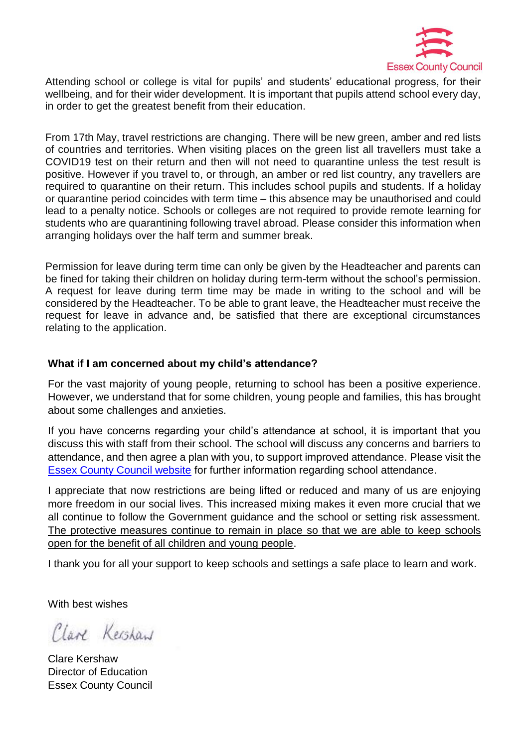Essex County Council

Attending school or college is vital for pupils' and students' educational progress, for their wellbeing, and for their wider development. It is important that pupils attend school every day, in order to get the greatest benefit from their education.

From 17th May, travel restrictions are changing. There will be new green, amber and red lists of countries and territories. When visiting places on the green list all travellers must take a COVID19 test on their return and then will not need to quarantine unless the test result is positive. However if you travel to, or through, an amber or red list country, any travellers are required to quarantine on their return. This includes school pupils and students. If a holiday or quarantine period coincides with term time – this absence may be unauthorised and could lead to a penalty notice. Schools or colleges are not required to provide remote learning for students who are quarantining following travel abroad. Please consider this information when arranging holidays over the half term and summer break.

Permission for leave during term time can only be given by the Headteacher and parents can be fined for taking their children on holiday during term-term without the school's permission. A request for leave during term time may be made in writing to the school and will be considered by the Headteacher. To be able to grant leave, the Headteacher must receive the request for leave in advance and, be satisfied that there are exceptional circumstances relating to the application.

**What if I am concerned about my child's attendance?**

For the vast majority of young people, returning to school has been a positive experience. However, we understand that for some children, young people and families, this has brought about some challenges and anxieties.

If you have concerns regarding your child's attendance at school, it is important that you discuss this with staff from their school. The school will discuss any concerns and barriers to attendance, and then agree a plan with you, to support improved attendance. Please visit the Essex County Council website for further information regarding school attendance.

I appreciate that now restrictions are being lifted or reduced and many of us are enjoying more freedom in our social lives. This increased mixing makes it even more crucial that we all continue to follow the Government guidance and the school or setting risk assessment. The protective measures continue to remain in place so that we are able to keep schools open for the benefit of all children and young people.

I thank you for all your support to keep schools and settings a safe place to learn and work.

With best wishes

Clare Kershaw

Clare Kershaw
Director of Education
Essex County Council